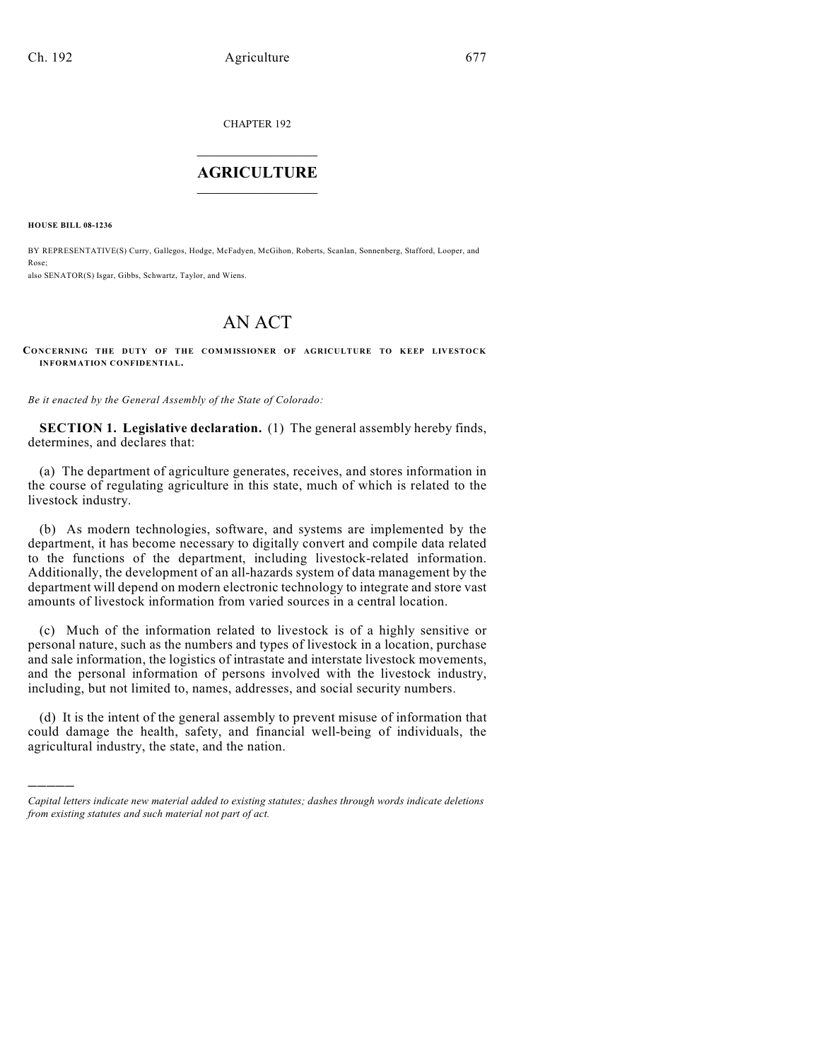CHAPTER 192

# AGRICULTURE

**HOUSE BILL 08-1236**

BY REPRESENTATIVE(S) Curry, Gallegos, Hodge, McFadyen, McGihon, Roberts, Scanlan, Sonnenberg, Stafford, Looper, and Rose;
also SENATOR(S) Isgar, Gibbs, Schwartz, Taylor, and Wiens.

# AN ACT

**CONCERNING THE DUTY OF THE COMMISSIONER OF AGRICULTURE TO KEEP LIVESTOCK INFORMATION CONFIDENTIAL.**

*Be it enacted by the General Assembly of the State of Colorado:*

**SECTION 1. Legislative declaration.** (1) The general assembly hereby finds, determines, and declares that:

(a) The department of agriculture generates, receives, and stores information in the course of regulating agriculture in this state, much of which is related to the livestock industry.

(b) As modern technologies, software, and systems are implemented by the department, it has become necessary to digitally convert and compile data related to the functions of the department, including livestock-related information. Additionally, the development of an all-hazards system of data management by the department will depend on modern electronic technology to integrate and store vast amounts of livestock information from varied sources in a central location.

(c) Much of the information related to livestock is of a highly sensitive or personal nature, such as the numbers and types of livestock in a location, purchase and sale information, the logistics of intrastate and interstate livestock movements, and the personal information of persons involved with the livestock industry, including, but not limited to, names, addresses, and social security numbers.

(d) It is the intent of the general assembly to prevent misuse of information that could damage the health, safety, and financial well-being of individuals, the agricultural industry, the state, and the nation.

---

*Capital letters indicate new material added to existing statutes; dashes through words indicate deletions from existing statutes and such material not part of act.*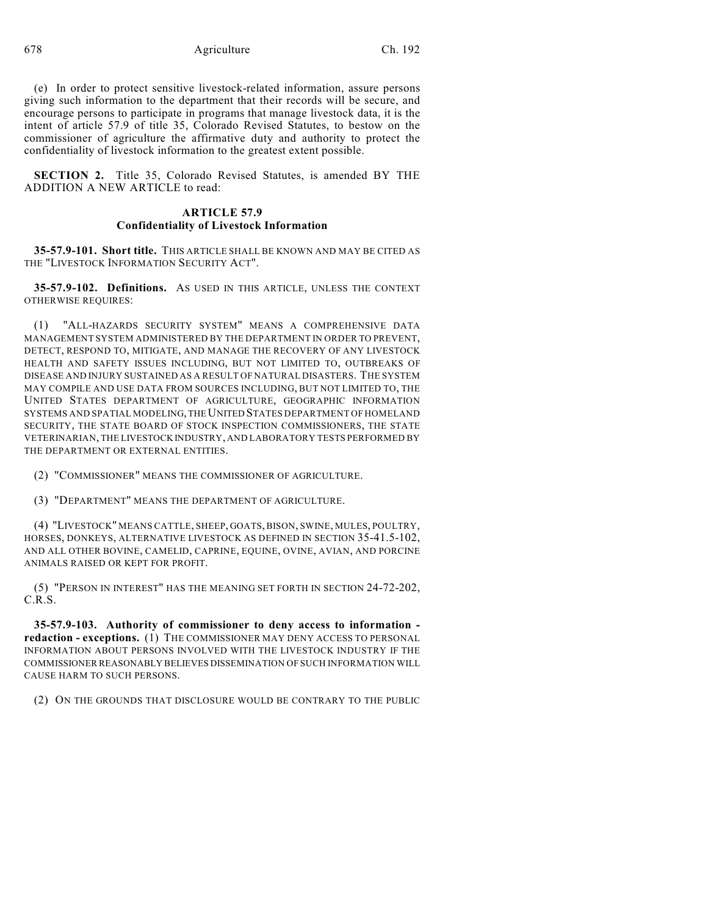(e) In order to protect sensitive livestock-related information, assure persons giving such information to the department that their records will be secure, and encourage persons to participate in programs that manage livestock data, it is the intent of article 57.9 of title 35, Colorado Revised Statutes, to bestow on the commissioner of agriculture the affirmative duty and authority to protect the confidentiality of livestock information to the greatest extent possible.

**SECTION 2.** Title 35, Colorado Revised Statutes, is amended BY THE ADDITION A NEW ARTICLE to read:

### ARTICLE 57.9
### Confidentiality of Livestock Information

**35-57.9-101. Short title.** THIS ARTICLE SHALL BE KNOWN AND MAY BE CITED AS THE "LIVESTOCK INFORMATION SECURITY ACT".

**35-57.9-102. Definitions.** AS USED IN THIS ARTICLE, UNLESS THE CONTEXT OTHERWISE REQUIRES:

(1) "ALL-HAZARDS SECURITY SYSTEM" MEANS A COMPREHENSIVE DATA MANAGEMENT SYSTEM ADMINISTERED BY THE DEPARTMENT IN ORDER TO PREVENT, DETECT, RESPOND TO, MITIGATE, AND MANAGE THE RECOVERY OF ANY LIVESTOCK HEALTH AND SAFETY ISSUES INCLUDING, BUT NOT LIMITED TO, OUTBREAKS OF DISEASE AND INJURY SUSTAINED AS A RESULT OF NATURAL DISASTERS. THE SYSTEM MAY COMPILE AND USE DATA FROM SOURCES INCLUDING, BUT NOT LIMITED TO, THE UNITED STATES DEPARTMENT OF AGRICULTURE, GEOGRAPHIC INFORMATION SYSTEMS AND SPATIAL MODELING, THE UNITED STATES DEPARTMENT OF HOMELAND SECURITY, THE STATE BOARD OF STOCK INSPECTION COMMISSIONERS, THE STATE VETERINARIAN, THE LIVESTOCK INDUSTRY, AND LABORATORY TESTS PERFORMED BY THE DEPARTMENT OR EXTERNAL ENTITIES.

(2) "COMMISSIONER" MEANS THE COMMISSIONER OF AGRICULTURE.

(3) "DEPARTMENT" MEANS THE DEPARTMENT OF AGRICULTURE.

(4) "LIVESTOCK" MEANS CATTLE, SHEEP, GOATS, BISON, SWINE, MULES, POULTRY, HORSES, DONKEYS, ALTERNATIVE LIVESTOCK AS DEFINED IN SECTION 35-41.5-102, AND ALL OTHER BOVINE, CAMELID, CAPRINE, EQUINE, OVINE, AVIAN, AND PORCINE ANIMALS RAISED OR KEPT FOR PROFIT.

(5) "PERSON IN INTEREST" HAS THE MEANING SET FORTH IN SECTION 24-72-202, C.R.S.

**35-57.9-103. Authority of commissioner to deny access to information - redaction - exceptions.** (1) THE COMMISSIONER MAY DENY ACCESS TO PERSONAL INFORMATION ABOUT PERSONS INVOLVED WITH THE LIVESTOCK INDUSTRY IF THE COMMISSIONER REASONABLY BELIEVES DISSEMINATION OF SUCH INFORMATION WILL CAUSE HARM TO SUCH PERSONS.

(2) ON THE GROUNDS THAT DISCLOSURE WOULD BE CONTRARY TO THE PUBLIC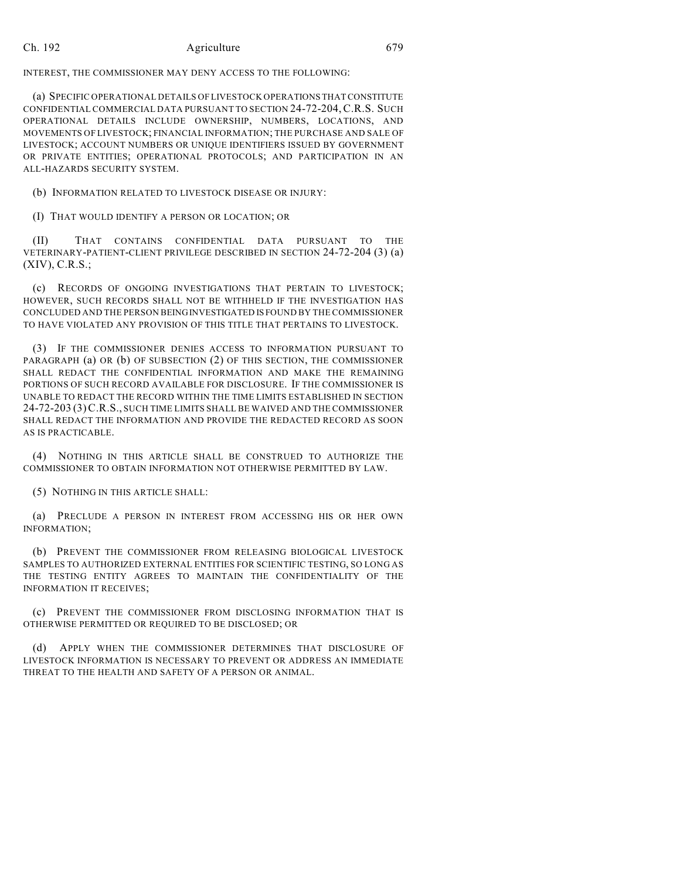INTEREST, THE COMMISSIONER MAY DENY ACCESS TO THE FOLLOWING:

(a) SPECIFIC OPERATIONAL DETAILS OF LIVESTOCK OPERATIONS THAT CONSTITUTE CONFIDENTIAL COMMERCIAL DATA PURSUANT TO SECTION 24-72-204, C.R.S. SUCH OPERATIONAL DETAILS INCLUDE OWNERSHIP, NUMBERS, LOCATIONS, AND MOVEMENTS OF LIVESTOCK; FINANCIAL INFORMATION; THE PURCHASE AND SALE OF LIVESTOCK; ACCOUNT NUMBERS OR UNIQUE IDENTIFIERS ISSUED BY GOVERNMENT OR PRIVATE ENTITIES; OPERATIONAL PROTOCOLS; AND PARTICIPATION IN AN ALL-HAZARDS SECURITY SYSTEM.

(b) INFORMATION RELATED TO LIVESTOCK DISEASE OR INJURY:

(I) THAT WOULD IDENTIFY A PERSON OR LOCATION; OR

(II) THAT CONTAINS CONFIDENTIAL DATA PURSUANT TO THE VETERINARY-PATIENT-CLIENT PRIVILEGE DESCRIBED IN SECTION 24-72-204 (3) (a) (XIV), C.R.S.;

(c) RECORDS OF ONGOING INVESTIGATIONS THAT PERTAIN TO LIVESTOCK; HOWEVER, SUCH RECORDS SHALL NOT BE WITHHELD IF THE INVESTIGATION HAS CONCLUDED AND THE PERSON BEING INVESTIGATED IS FOUND BY THE COMMISSIONER TO HAVE VIOLATED ANY PROVISION OF THIS TITLE THAT PERTAINS TO LIVESTOCK.

(3) IF THE COMMISSIONER DENIES ACCESS TO INFORMATION PURSUANT TO PARAGRAPH (a) OR (b) OF SUBSECTION (2) OF THIS SECTION, THE COMMISSIONER SHALL REDACT THE CONFIDENTIAL INFORMATION AND MAKE THE REMAINING PORTIONS OF SUCH RECORD AVAILABLE FOR DISCLOSURE. IF THE COMMISSIONER IS UNABLE TO REDACT THE RECORD WITHIN THE TIME LIMITS ESTABLISHED IN SECTION 24-72-203 (3) C.R.S., SUCH TIME LIMITS SHALL BE WAIVED AND THE COMMISSIONER SHALL REDACT THE INFORMATION AND PROVIDE THE REDACTED RECORD AS SOON AS IS PRACTICABLE.

(4) NOTHING IN THIS ARTICLE SHALL BE CONSTRUED TO AUTHORIZE THE COMMISSIONER TO OBTAIN INFORMATION NOT OTHERWISE PERMITTED BY LAW.

(5) NOTHING IN THIS ARTICLE SHALL:

(a) PRECLUDE A PERSON IN INTEREST FROM ACCESSING HIS OR HER OWN INFORMATION;

(b) PREVENT THE COMMISSIONER FROM RELEASING BIOLOGICAL LIVESTOCK SAMPLES TO AUTHORIZED EXTERNAL ENTITIES FOR SCIENTIFIC TESTING, SO LONG AS THE TESTING ENTITY AGREES TO MAINTAIN THE CONFIDENTIALITY OF THE INFORMATION IT RECEIVES;

(c) PREVENT THE COMMISSIONER FROM DISCLOSING INFORMATION THAT IS OTHERWISE PERMITTED OR REQUIRED TO BE DISCLOSED; OR

(d) APPLY WHEN THE COMMISSIONER DETERMINES THAT DISCLOSURE OF LIVESTOCK INFORMATION IS NECESSARY TO PREVENT OR ADDRESS AN IMMEDIATE THREAT TO THE HEALTH AND SAFETY OF A PERSON OR ANIMAL.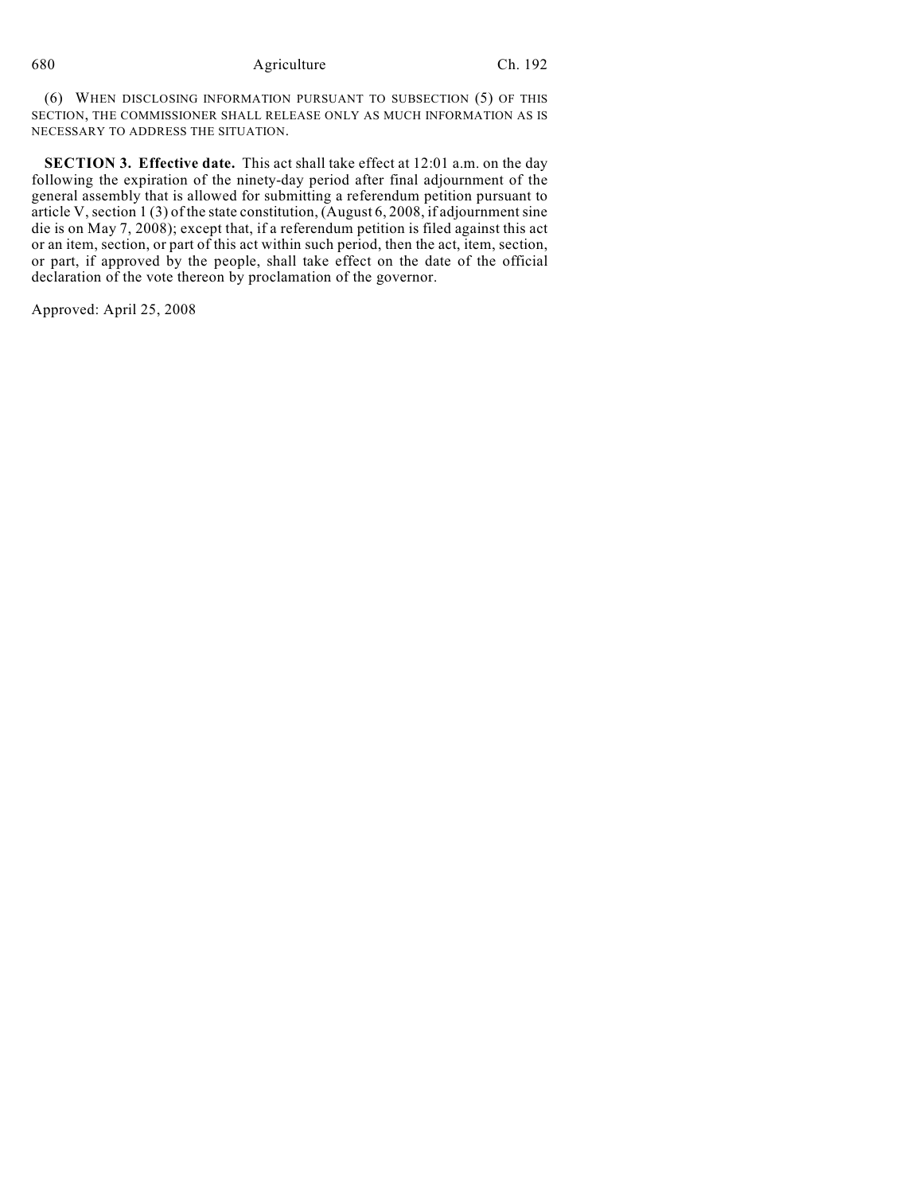(6) WHEN DISCLOSING INFORMATION PURSUANT TO SUBSECTION (5) OF THIS SECTION, THE COMMISSIONER SHALL RELEASE ONLY AS MUCH INFORMATION AS IS NECESSARY TO ADDRESS THE SITUATION.

**SECTION 3. Effective date.** This act shall take effect at 12:01 a.m. on the day following the expiration of the ninety-day period after final adjournment of the general assembly that is allowed for submitting a referendum petition pursuant to article V, section 1 (3) of the state constitution, (August 6, 2008, if adjournment sine die is on May 7, 2008); except that, if a referendum petition is filed against this act or an item, section, or part of this act within such period, then the act, item, section, or part, if approved by the people, shall take effect on the date of the official declaration of the vote thereon by proclamation of the governor.

Approved: April 25, 2008